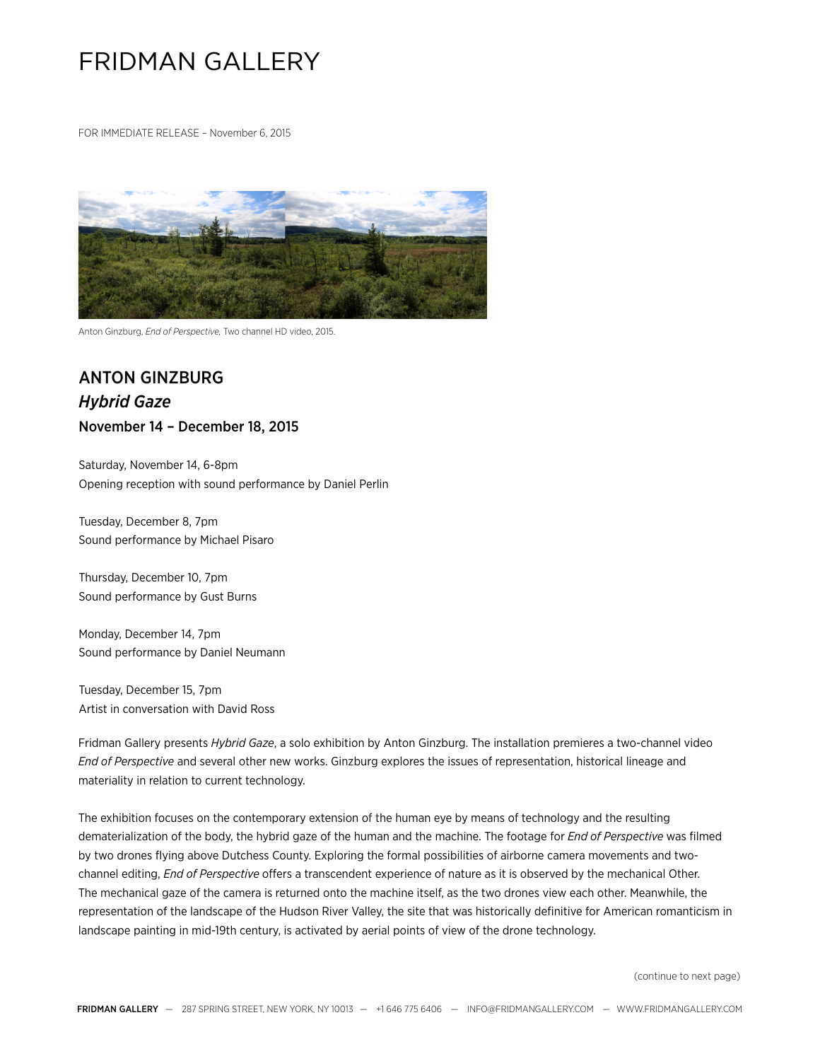# FRIDMAN GALLERY

FOR IMMEDIATE RELEASE – November 6, 2015

Anton Ginzburg, *End of Perspective,* Two channel HD video, 2015.

## ANTON GINZBURG

### *Hybrid Gaze*

### November 14 – December 18, 2015

Saturday, November 14, 6-8pm
Opening reception with sound performance by Daniel Perlin

Tuesday, December 8, 7pm
Sound performance by Michael Pisaro

Thursday, December 10, 7pm
Sound performance by Gust Burns

Monday, December 14, 7pm
Sound performance by Daniel Neumann

Tuesday, December 15, 7pm
Artist in conversation with David Ross

Fridman Gallery presents *Hybrid Gaze*, a solo exhibition by Anton Ginzburg. The installation premieres a two-channel video *End of Perspective* and several other new works. Ginzburg explores the issues of representation, historical lineage and materiality in relation to current technology.

The exhibition focuses on the contemporary extension of the human eye by means of technology and the resulting dematerialization of the body, the hybrid gaze of the human and the machine. The footage for *End of Perspective* was filmed by two drones flying above Dutchess County. Exploring the formal possibilities of airborne camera movements and two-channel editing, *End of Perspective* offers a transcendent experience of nature as it is observed by the mechanical Other. The mechanical gaze of the camera is returned onto the machine itself, as the two drones view each other. Meanwhile, the representation of the landscape of the Hudson River Valley, the site that was historically definitive for American romanticism in landscape painting in mid-19th century, is activated by aerial points of view of the drone technology.

(continue to next page)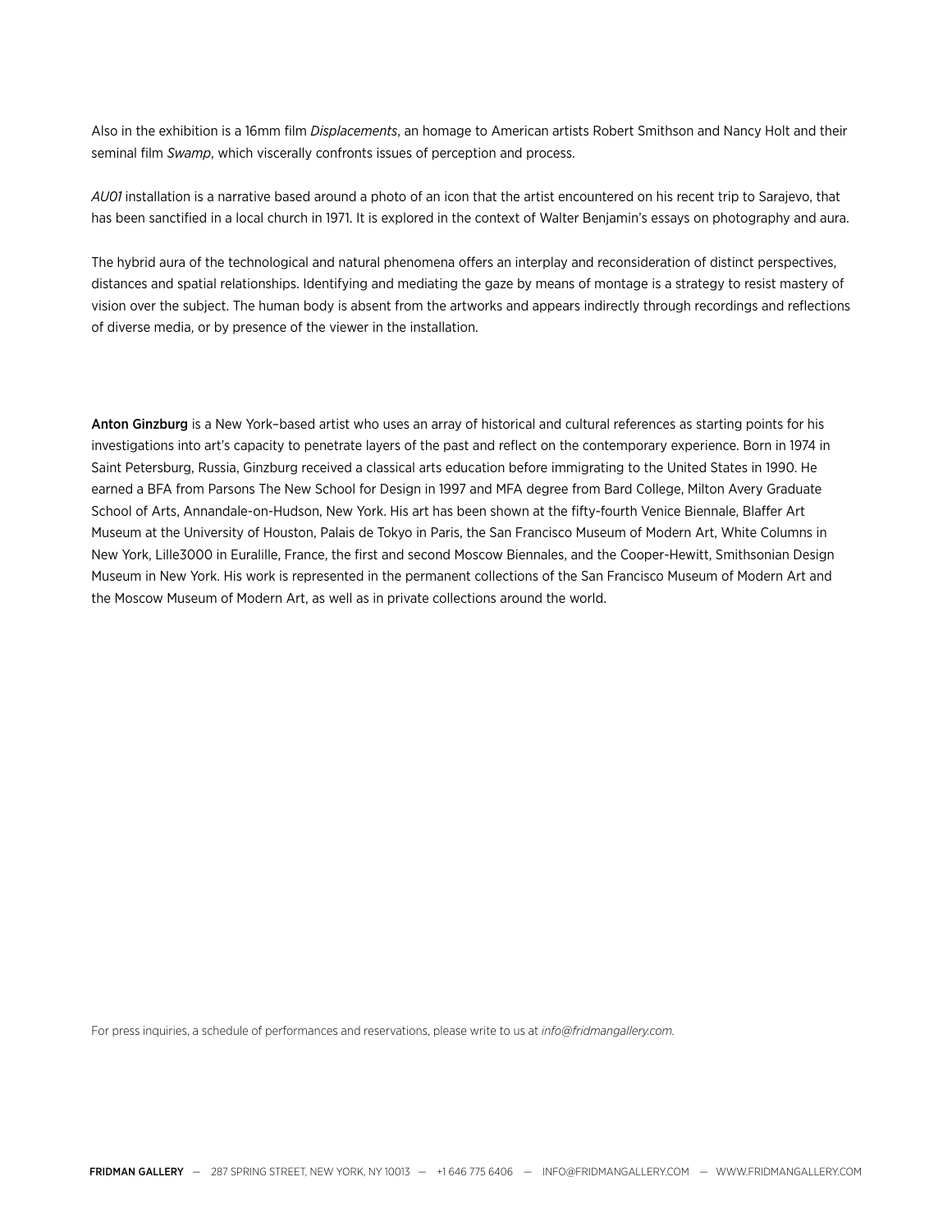Also in the exhibition is a 16mm film *Displacements*, an homage to American artists Robert Smithson and Nancy Holt and their seminal film *Swamp*, which viscerally confronts issues of perception and process.

*AU01* installation is a narrative based around a photo of an icon that the artist encountered on his recent trip to Sarajevo, that has been sanctified in a local church in 1971. It is explored in the context of Walter Benjamin's essays on photography and aura.

The hybrid aura of the technological and natural phenomena offers an interplay and reconsideration of distinct perspectives, distances and spatial relationships. Identifying and mediating the gaze by means of montage is a strategy to resist mastery of vision over the subject. The human body is absent from the artworks and appears indirectly through recordings and reflections of diverse media, or by presence of the viewer in the installation.

**Anton Ginzburg** is a New York–based artist who uses an array of historical and cultural references as starting points for his investigations into art's capacity to penetrate layers of the past and reflect on the contemporary experience. Born in 1974 in Saint Petersburg, Russia, Ginzburg received a classical arts education before immigrating to the United States in 1990. He earned a BFA from Parsons The New School for Design in 1997 and MFA degree from Bard College, Milton Avery Graduate School of Arts, Annandale-on-Hudson, New York. His art has been shown at the fifty-fourth Venice Biennale, Blaffer Art Museum at the University of Houston, Palais de Tokyo in Paris, the San Francisco Museum of Modern Art, White Columns in New York, Lille3000 in Euralille, France, the first and second Moscow Biennales, and the Cooper-Hewitt, Smithsonian Design Museum in New York. His work is represented in the permanent collections of the San Francisco Museum of Modern Art and the Moscow Museum of Modern Art, as well as in private collections around the world.

For press inquiries, a schedule of performances and reservations, please write to us at *info@fridmangallery.com.*

**FRIDMAN GALLERY** — 287 SPRING STREET, NEW YORK, NY 10013 — +1 646 775 6406 — INFO@FRIDMANGALLERY.COM — WWW.FRIDMANGALLERY.COM